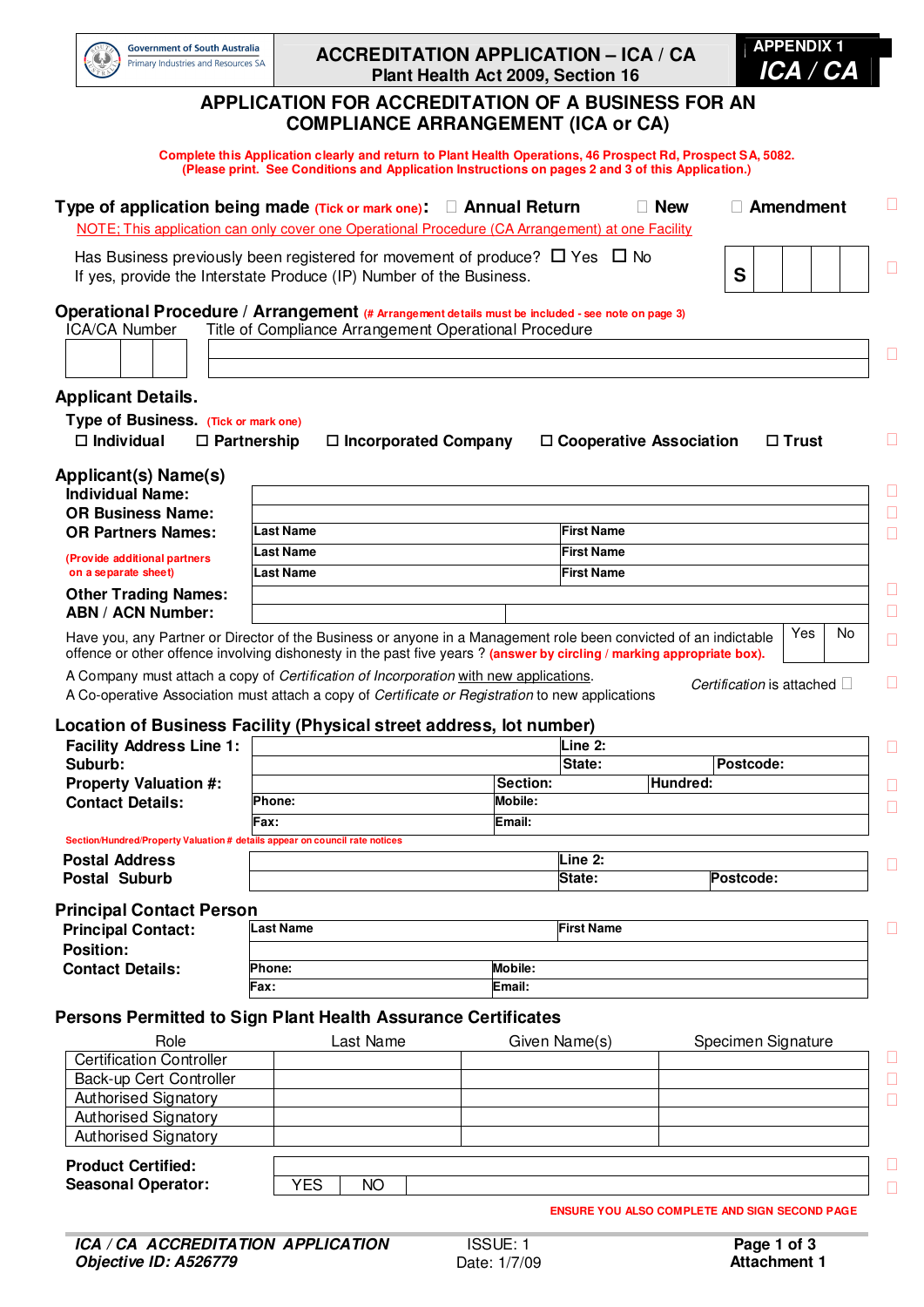Government of South Australia
Primary Industries and Resources SA

**ACCREDITATION APPLICATION – ICA / CA**
**Plant Health Act 2009, Section 16**

**APPENDIX 1**
***ICA / CA***

# APPLICATION FOR ACCREDITATION OF A BUSINESS FOR AN COMPLIANCE ARRANGEMENT (ICA or CA)

**Complete this Application clearly and return to Plant Health Operations, 46 Prospect Rd, Prospect SA, 5082. (Please print. See Conditions and Application Instructions on pages 2 and 3 of this Application.)**

**Type of application being made** (Tick or mark one): ☐ **Annual Return** ☐ **New** ☐ **Amendment**

NOTE; This application can only cover one Operational Procedure (CA Arrangement) at one Facility

Has Business previously been registered for movement of produce? ☐ Yes ☐ No
If yes, provide the Interstate Produce (IP) Number of the Business.

| S | | | | |
|---|---|---|---|---|

## Operational Procedure / Arrangement (# Arrangement details must be included - see note on page 3)

| ICA/CA Number | Title of Compliance Arrangement Operational Procedure |
|---|---|
| | |

## Applicant Details.

**Type of Business.** (Tick or mark one)

☐ **Individual** ☐ **Partnership** ☐ **Incorporated Company** ☐ **Cooperative Association** ☐ **Trust**

## Applicant(s) Name(s)

| | | |
|---|---|---|
| **Individual Name:** | | |
| **OR Business Name:** | | |
| **OR Partners Names:** | **Last Name** | **First Name** |
| (Provide additional partners on a separate sheet) | **Last Name** | **First Name** |
| | **Last Name** | **First Name** |
| **Other Trading Names:** | | |
| **ABN / ACN Number:** | | |

Have you, any Partner or Director of the Business or anyone in a Management role been convicted of an indictable offence or other offence involving dishonesty in the past five years ? (answer by circling / marking appropriate box). Yes / No

A Company must attach a copy of *Certification of Incorporation* with new applications.
A Co-operative Association must attach a copy of *Certificate or Registration* to new applications

*Certification* is attached ☐

## Location of Business Facility (Physical street address, lot number)

| | | | |
|---|---|---|---|
| **Facility Address Line 1:** | | **Line 2:** | |
| **Suburb:** | | **State:** | **Postcode:** |
| **Property Valuation #:** | | **Section:** | **Hundred:** |
| **Contact Details:** | **Phone:** | **Mobile:** | |
| | **Fax:** | **Email:** | |

Section/Hundred/Property Valuation # details appear on council rate notices

| | | | |
|---|---|---|---|
| **Postal Address** | | **Line 2:** | |
| **Postal Suburb** | | **State:** | **Postcode:** |

## Principal Contact Person

| | | |
|---|---|---|
| **Principal Contact:** | **Last Name** | **First Name** |
| **Position:** | | |
| **Contact Details:** | **Phone:** | **Mobile:** |
| | **Fax:** | **Email:** |

## Persons Permitted to Sign Plant Health Assurance Certificates

| Role | Last Name | Given Name(s) | Specimen Signature |
|---|---|---|---|
| Certification Controller | | | |
| Back-up Cert Controller | | | |
| Authorised Signatory | | | |
| Authorised Signatory | | | |
| Authorised Signatory | | | |

**Product Certified:**

**Seasonal Operator:** YES / NO

**ENSURE YOU ALSO COMPLETE AND SIGN SECOND PAGE**

***ICA / CA ACCREDITATION APPLICATION***
***Objective ID: A526779***
ISSUE: 1
Date: 1/7/09
**Attachment 1**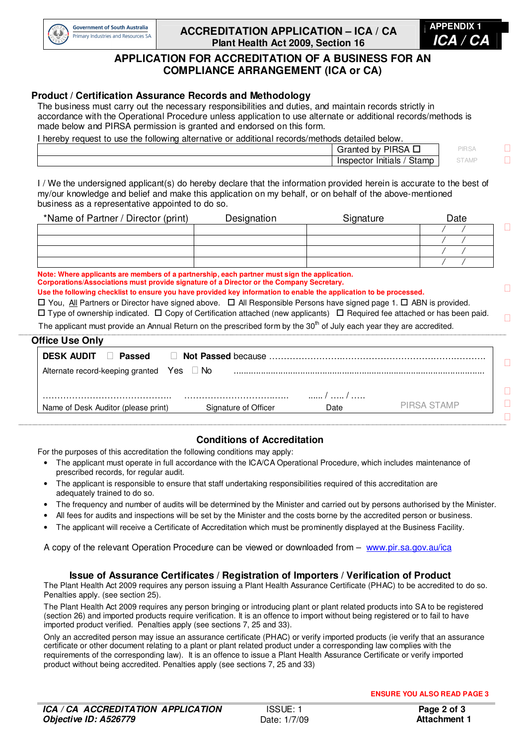# APPLICATION FOR ACCREDITATION OF A BUSINESS FOR AN COMPLIANCE ARRANGEMENT (ICA or CA)

## Product / Certification Assurance Records and Methodology

The business must carry out the necessary responsibilities and duties, and maintain records strictly in accordance with the Operational Procedure unless application to use alternate or additional records/methods is made below and PIRSA permission is granted and endorsed on this form.

I hereby request to use the following alternative or additional records/methods detailed below.

| | |
|---|---|
| | Granted by PIRSA ☐ |
| | Inspector Initials / Stamp |

PIRSA STAMP

I / We the undersigned applicant(s) do hereby declare that the information provided herein is accurate to the best of my/our knowledge and belief and make this application on my behalf, or on behalf of the above-mentioned business as a representative appointed to do so.

| *Name of Partner / Director (print) | Designation | Signature | Date |
|---|---|---|---|
| | | | / / |
| | | | / / |
| | | | / / |
| | | | / / |

**Note: Where applicants are members of a partnership, each partner must sign the application.**
**Corporations/Associations must provide signature of a Director or the Company Secretary.**
**Use the following checklist to ensure you have provided key information to enable the application to be processed.**

☐ You, All Partners or Director have signed above. ☐ All Responsible Persons have signed page 1. ☐ ABN is provided.
☐ Type of ownership indicated. ☐ Copy of Certification attached (new applicants) ☐ Required fee attached or has been paid.

The applicant must provide an Annual Return on the prescribed form by the 30th of July each year they are accredited.

## Office Use Only

**DESK AUDIT** ☐ **Passed** ☐ **Not Passed** because ……………………………………………………………………

Alternate record-keeping granted Yes ☐ No ……………………………………………………………………

…………………………………… …………………………… …… / ….. / …..
Name of Desk Auditor (please print) Signature of Officer Date PIRSA STAMP

## Conditions of Accreditation

For the purposes of this accreditation the following conditions may apply:

- The applicant must operate in full accordance with the ICA/CA Operational Procedure, which includes maintenance of prescribed records, for regular audit.
- The applicant is responsible to ensure that staff undertaking responsibilities required of this accreditation are adequately trained to do so.
- The frequency and number of audits will be determined by the Minister and carried out by persons authorised by the Minister.
- All fees for audits and inspections will be set by the Minister and the costs borne by the accredited person or business.
- The applicant will receive a Certificate of Accreditation which must be prominently displayed at the Business Facility.

A copy of the relevant Operation Procedure can be viewed or downloaded from – www.pir.sa.gov.au/ica

## Issue of Assurance Certificates / Registration of Importers / Verification of Product

The Plant Health Act 2009 requires any person issuing a Plant Health Assurance Certificate (PHAC) to be accredited to do so. Penalties apply. (see section 25).

The Plant Health Act 2009 requires any person bringing or introducing plant or plant related products into SA to be registered (section 26) and imported products require verification. It is an offence to import without being registered or to fail to have imported product verified. Penalties apply (see sections 7, 25 and 33).

Only an accredited person may issue an assurance certificate (PHAC) or verify imported products (ie verify that an assurance certificate or other document relating to a plant or plant related product under a corresponding law complies with the requirements of the corresponding law). It is an offence to issue a Plant Health Assurance Certificate or verify imported product without being accredited. Penalties apply (see sections 7, 25 and 33)

**ENSURE YOU ALSO READ PAGE 3**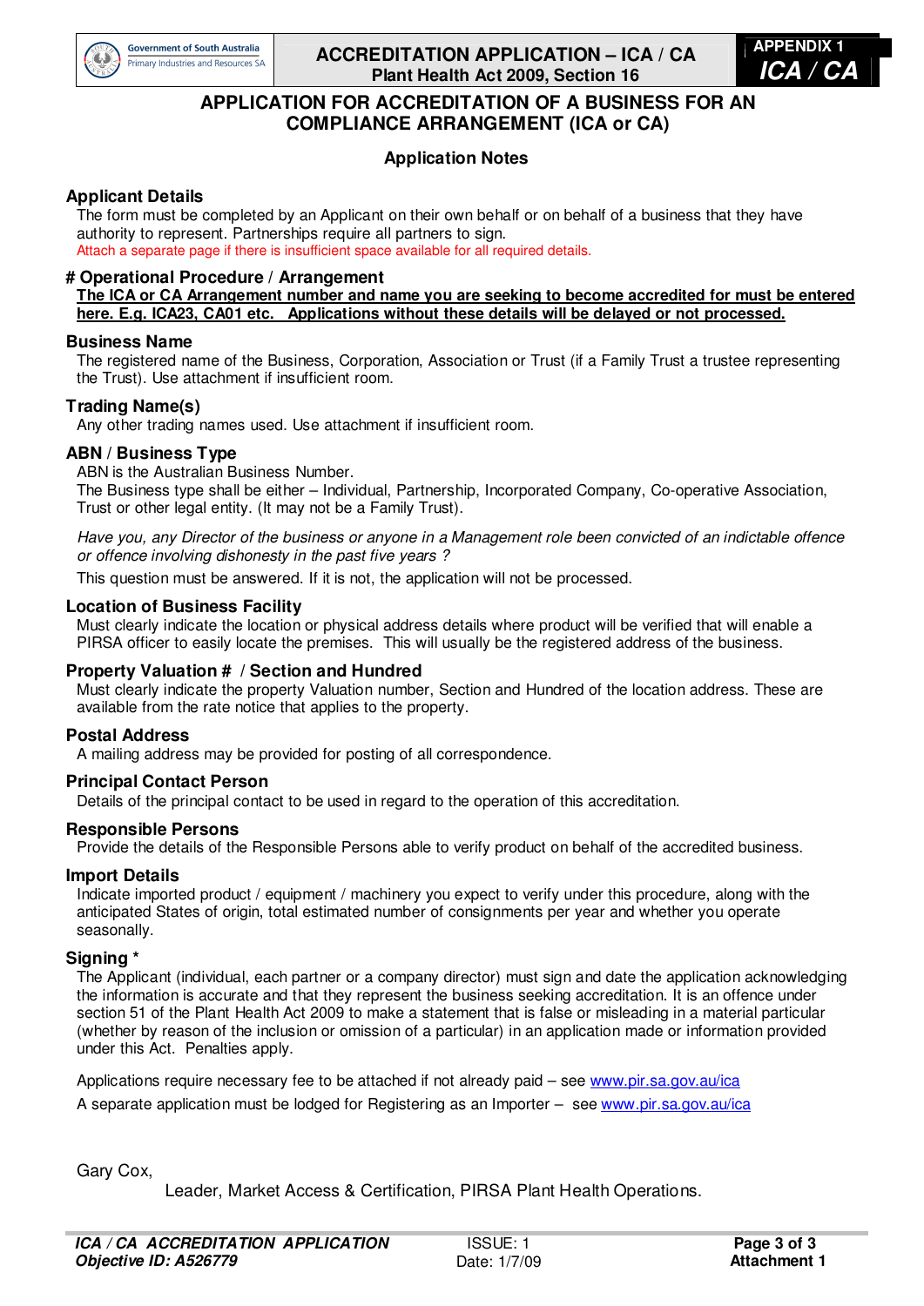# APPLICATION FOR ACCREDITATION OF A BUSINESS FOR AN COMPLIANCE ARRANGEMENT (ICA or CA)

## Application Notes

### Applicant Details

The form must be completed by an Applicant on their own behalf or on behalf of a business that they have authority to represent. Partnerships require all partners to sign.

Attach a separate page if there is insufficient space available for all required details.

### # Operational Procedure / Arrangement

**The ICA or CA Arrangement number and name you are seeking to become accredited for must be entered here. E.g. ICA23, CA01 etc. Applications without these details will be delayed or not processed.**

### Business Name

The registered name of the Business, Corporation, Association or Trust (if a Family Trust a trustee representing the Trust). Use attachment if insufficient room.

### Trading Name(s)

Any other trading names used. Use attachment if insufficient room.

### ABN / Business Type

ABN is the Australian Business Number.

The Business type shall be either – Individual, Partnership, Incorporated Company, Co-operative Association, Trust or other legal entity. (It may not be a Family Trust).

*Have you, any Director of the business or anyone in a Management role been convicted of an indictable offence or offence involving dishonesty in the past five years ?*

This question must be answered. If it is not, the application will not be processed.

### Location of Business Facility

Must clearly indicate the location or physical address details where product will be verified that will enable a PIRSA officer to easily locate the premises. This will usually be the registered address of the business.

### Property Valuation # / Section and Hundred

Must clearly indicate the property Valuation number, Section and Hundred of the location address. These are available from the rate notice that applies to the property.

### Postal Address

A mailing address may be provided for posting of all correspondence.

### Principal Contact Person

Details of the principal contact to be used in regard to the operation of this accreditation.

### Responsible Persons

Provide the details of the Responsible Persons able to verify product on behalf of the accredited business.

### Import Details

Indicate imported product / equipment / machinery you expect to verify under this procedure, along with the anticipated States of origin, total estimated number of consignments per year and whether you operate seasonally.

### Signing *

The Applicant (individual, each partner or a company director) must sign and date the application acknowledging the information is accurate and that they represent the business seeking accreditation. It is an offence under section 51 of the Plant Health Act 2009 to make a statement that is false or misleading in a material particular (whether by reason of the inclusion or omission of a particular) in an application made or information provided under this Act. Penalties apply.

Applications require necessary fee to be attached if not already paid – see www.pir.sa.gov.au/ica

A separate application must be lodged for Registering as an Importer – see www.pir.sa.gov.au/ica

Gary Cox,

Leader, Market Access & Certification, PIRSA Plant Health Operations.